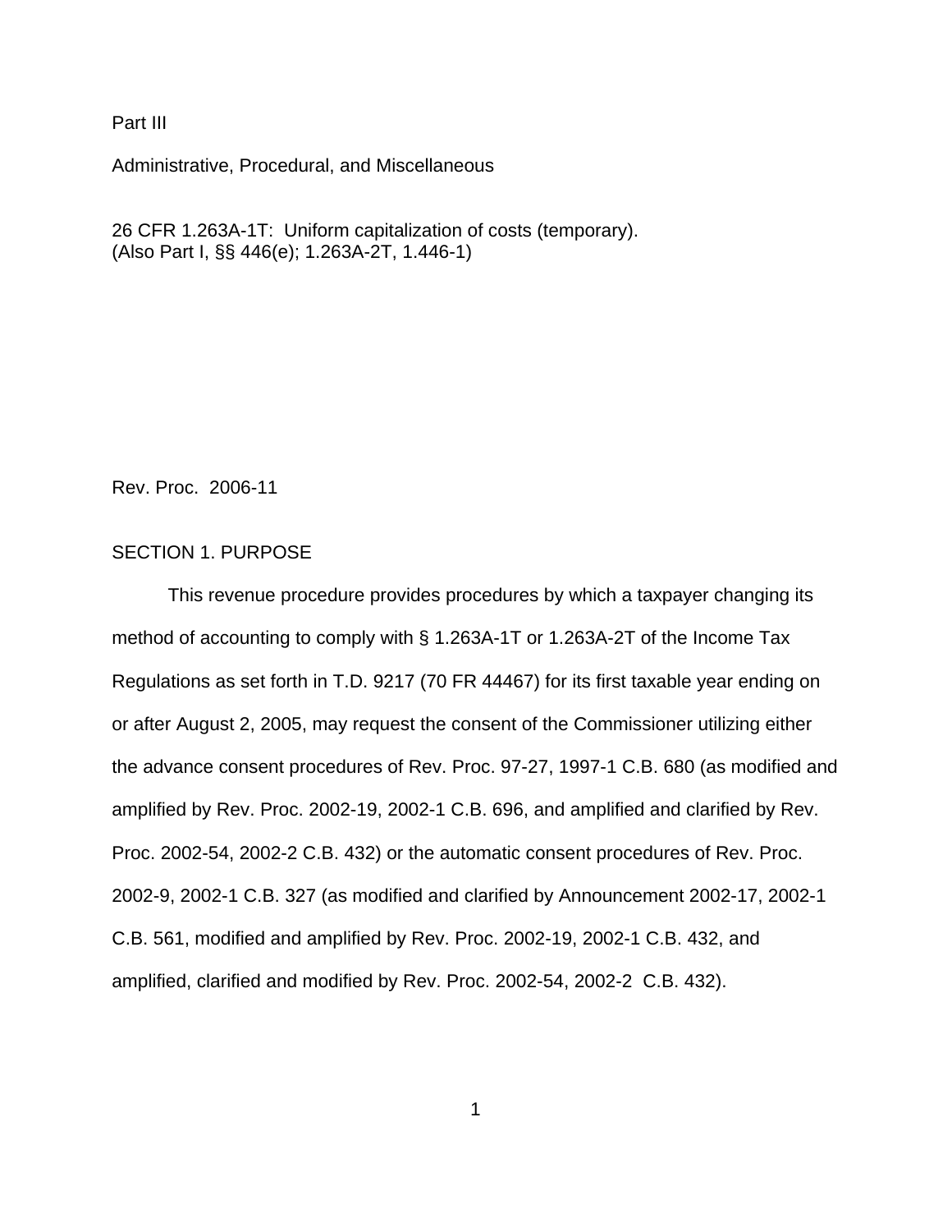Part III

Administrative, Procedural, and Miscellaneous

26 CFR 1.263A-1T: Uniform capitalization of costs (temporary).
(Also Part I, §§ 446(e); 1.263A-2T, 1.446-1)

Rev. Proc. 2006-11

## SECTION 1. PURPOSE

This revenue procedure provides procedures by which a taxpayer changing its method of accounting to comply with § 1.263A-1T or 1.263A-2T of the Income Tax Regulations as set forth in T.D. 9217 (70 FR 44467) for its first taxable year ending on or after August 2, 2005, may request the consent of the Commissioner utilizing either the advance consent procedures of Rev. Proc. 97-27, 1997-1 C.B. 680 (as modified and amplified by Rev. Proc. 2002-19, 2002-1 C.B. 696, and amplified and clarified by Rev. Proc. 2002-54, 2002-2 C.B. 432) or the automatic consent procedures of Rev. Proc. 2002-9, 2002-1 C.B. 327 (as modified and clarified by Announcement 2002-17, 2002-1 C.B. 561, modified and amplified by Rev. Proc. 2002-19, 2002-1 C.B. 432, and amplified, clarified and modified by Rev. Proc. 2002-54, 2002-2 C.B. 432).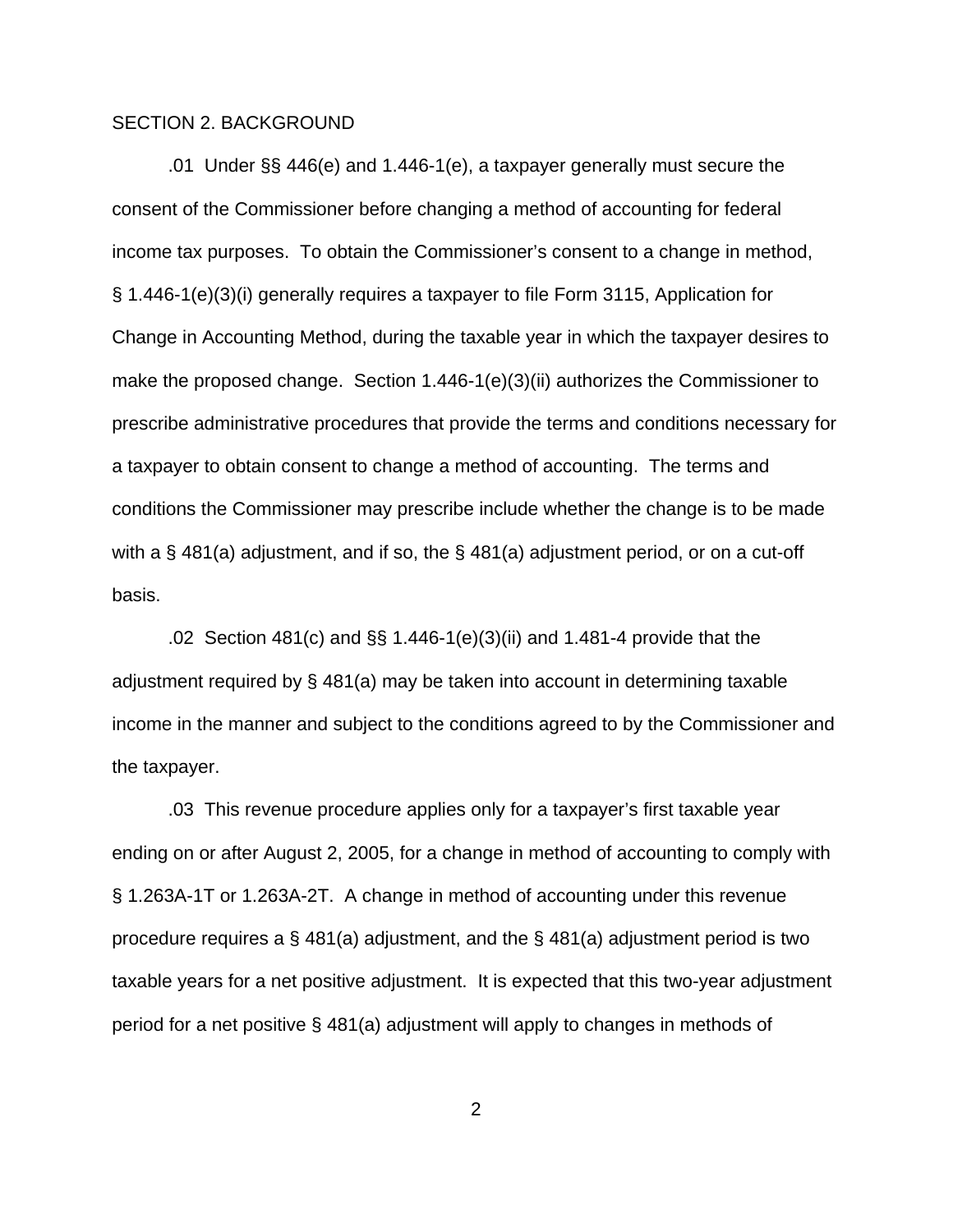## SECTION 2. BACKGROUND

.01 Under §§ 446(e) and 1.446-1(e), a taxpayer generally must secure the consent of the Commissioner before changing a method of accounting for federal income tax purposes. To obtain the Commissioner's consent to a change in method, § 1.446-1(e)(3)(i) generally requires a taxpayer to file Form 3115, Application for Change in Accounting Method, during the taxable year in which the taxpayer desires to make the proposed change. Section 1.446-1(e)(3)(ii) authorizes the Commissioner to prescribe administrative procedures that provide the terms and conditions necessary for a taxpayer to obtain consent to change a method of accounting. The terms and conditions the Commissioner may prescribe include whether the change is to be made with a § 481(a) adjustment, and if so, the § 481(a) adjustment period, or on a cut-off basis.

.02 Section 481(c) and §§ 1.446-1(e)(3)(ii) and 1.481-4 provide that the adjustment required by § 481(a) may be taken into account in determining taxable income in the manner and subject to the conditions agreed to by the Commissioner and the taxpayer.

.03 This revenue procedure applies only for a taxpayer's first taxable year ending on or after August 2, 2005, for a change in method of accounting to comply with § 1.263A-1T or 1.263A-2T. A change in method of accounting under this revenue procedure requires a § 481(a) adjustment, and the § 481(a) adjustment period is two taxable years for a net positive adjustment. It is expected that this two-year adjustment period for a net positive § 481(a) adjustment will apply to changes in methods of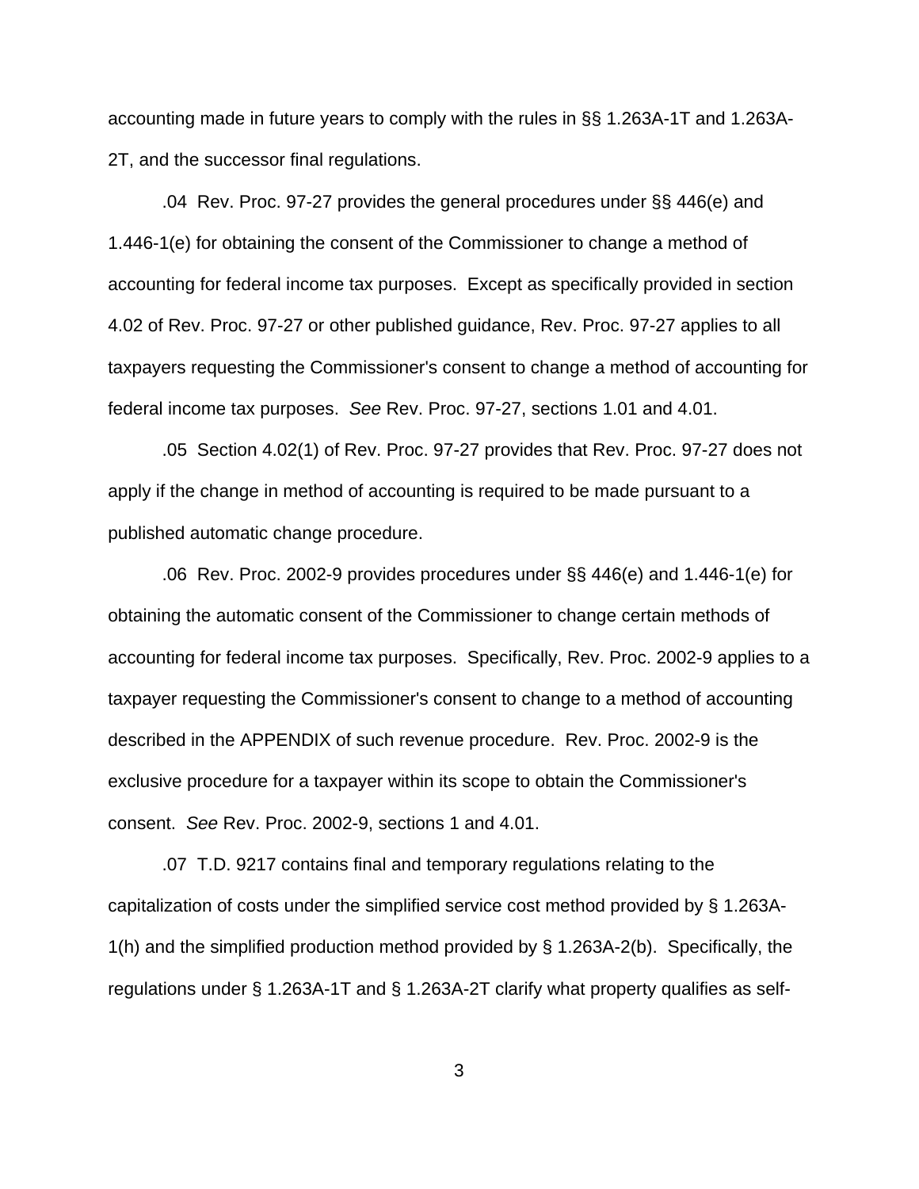accounting made in future years to comply with the rules in §§ 1.263A-1T and 1.263A-2T, and the successor final regulations.

.04 Rev. Proc. 97-27 provides the general procedures under §§ 446(e) and 1.446-1(e) for obtaining the consent of the Commissioner to change a method of accounting for federal income tax purposes. Except as specifically provided in section 4.02 of Rev. Proc. 97-27 or other published guidance, Rev. Proc. 97-27 applies to all taxpayers requesting the Commissioner's consent to change a method of accounting for federal income tax purposes. *See* Rev. Proc. 97-27, sections 1.01 and 4.01.

.05 Section 4.02(1) of Rev. Proc. 97-27 provides that Rev. Proc. 97-27 does not apply if the change in method of accounting is required to be made pursuant to a published automatic change procedure.

.06 Rev. Proc. 2002-9 provides procedures under §§ 446(e) and 1.446-1(e) for obtaining the automatic consent of the Commissioner to change certain methods of accounting for federal income tax purposes. Specifically, Rev. Proc. 2002-9 applies to a taxpayer requesting the Commissioner's consent to change to a method of accounting described in the APPENDIX of such revenue procedure. Rev. Proc. 2002-9 is the exclusive procedure for a taxpayer within its scope to obtain the Commissioner's consent. *See* Rev. Proc. 2002-9, sections 1 and 4.01.

.07 T.D. 9217 contains final and temporary regulations relating to the capitalization of costs under the simplified service cost method provided by § 1.263A-1(h) and the simplified production method provided by § 1.263A-2(b). Specifically, the regulations under § 1.263A-1T and § 1.263A-2T clarify what property qualifies as self-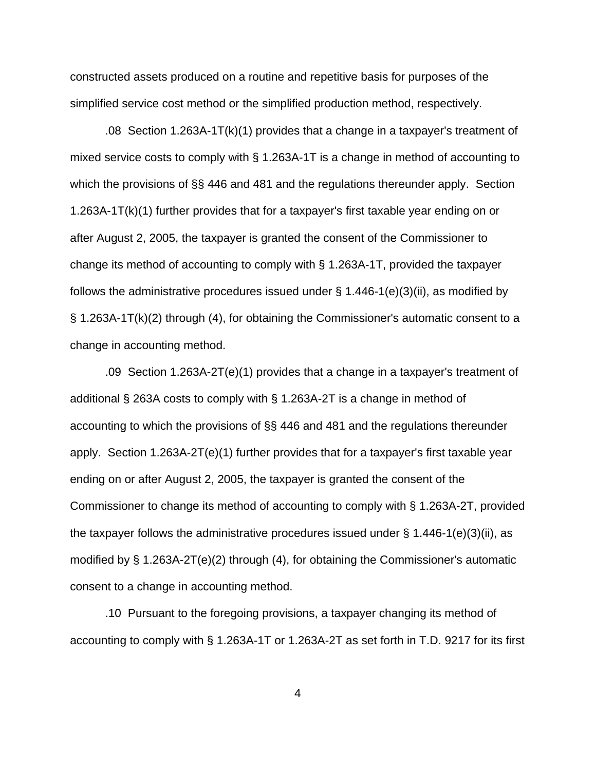constructed assets produced on a routine and repetitive basis for purposes of the simplified service cost method or the simplified production method, respectively.

.08 Section 1.263A-1T(k)(1) provides that a change in a taxpayer's treatment of mixed service costs to comply with § 1.263A-1T is a change in method of accounting to which the provisions of §§ 446 and 481 and the regulations thereunder apply. Section 1.263A-1T(k)(1) further provides that for a taxpayer's first taxable year ending on or after August 2, 2005, the taxpayer is granted the consent of the Commissioner to change its method of accounting to comply with § 1.263A-1T, provided the taxpayer follows the administrative procedures issued under § 1.446-1(e)(3)(ii), as modified by § 1.263A-1T(k)(2) through (4), for obtaining the Commissioner's automatic consent to a change in accounting method.

.09 Section 1.263A-2T(e)(1) provides that a change in a taxpayer's treatment of additional § 263A costs to comply with § 1.263A-2T is a change in method of accounting to which the provisions of §§ 446 and 481 and the regulations thereunder apply. Section 1.263A-2T(e)(1) further provides that for a taxpayer's first taxable year ending on or after August 2, 2005, the taxpayer is granted the consent of the Commissioner to change its method of accounting to comply with § 1.263A-2T, provided the taxpayer follows the administrative procedures issued under § 1.446-1(e)(3)(ii), as modified by § 1.263A-2T(e)(2) through (4), for obtaining the Commissioner's automatic consent to a change in accounting method.

.10 Pursuant to the foregoing provisions, a taxpayer changing its method of accounting to comply with § 1.263A-1T or 1.263A-2T as set forth in T.D. 9217 for its first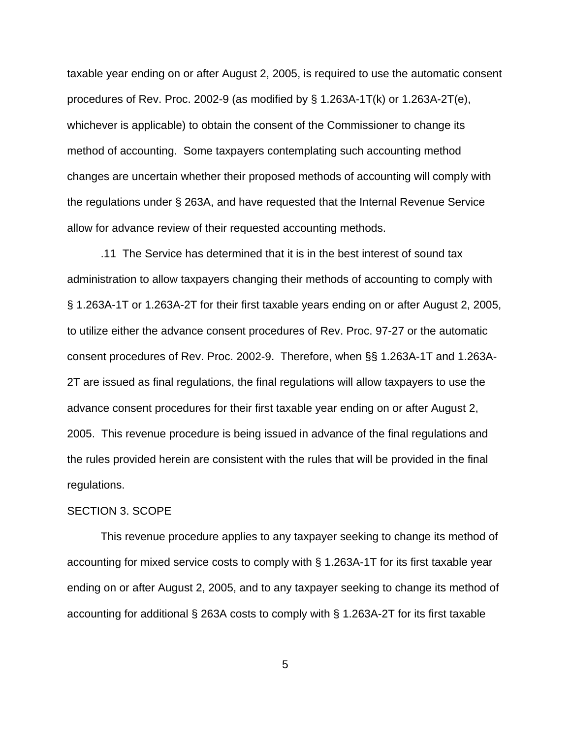taxable year ending on or after August 2, 2005, is required to use the automatic consent procedures of Rev. Proc. 2002-9 (as modified by § 1.263A-1T(k) or 1.263A-2T(e), whichever is applicable) to obtain the consent of the Commissioner to change its method of accounting. Some taxpayers contemplating such accounting method changes are uncertain whether their proposed methods of accounting will comply with the regulations under § 263A, and have requested that the Internal Revenue Service allow for advance review of their requested accounting methods.

.11 The Service has determined that it is in the best interest of sound tax administration to allow taxpayers changing their methods of accounting to comply with § 1.263A-1T or 1.263A-2T for their first taxable years ending on or after August 2, 2005, to utilize either the advance consent procedures of Rev. Proc. 97-27 or the automatic consent procedures of Rev. Proc. 2002-9. Therefore, when §§ 1.263A-1T and 1.263A-2T are issued as final regulations, the final regulations will allow taxpayers to use the advance consent procedures for their first taxable year ending on or after August 2, 2005. This revenue procedure is being issued in advance of the final regulations and the rules provided herein are consistent with the rules that will be provided in the final regulations.

SECTION 3. SCOPE

This revenue procedure applies to any taxpayer seeking to change its method of accounting for mixed service costs to comply with § 1.263A-1T for its first taxable year ending on or after August 2, 2005, and to any taxpayer seeking to change its method of accounting for additional § 263A costs to comply with § 1.263A-2T for its first taxable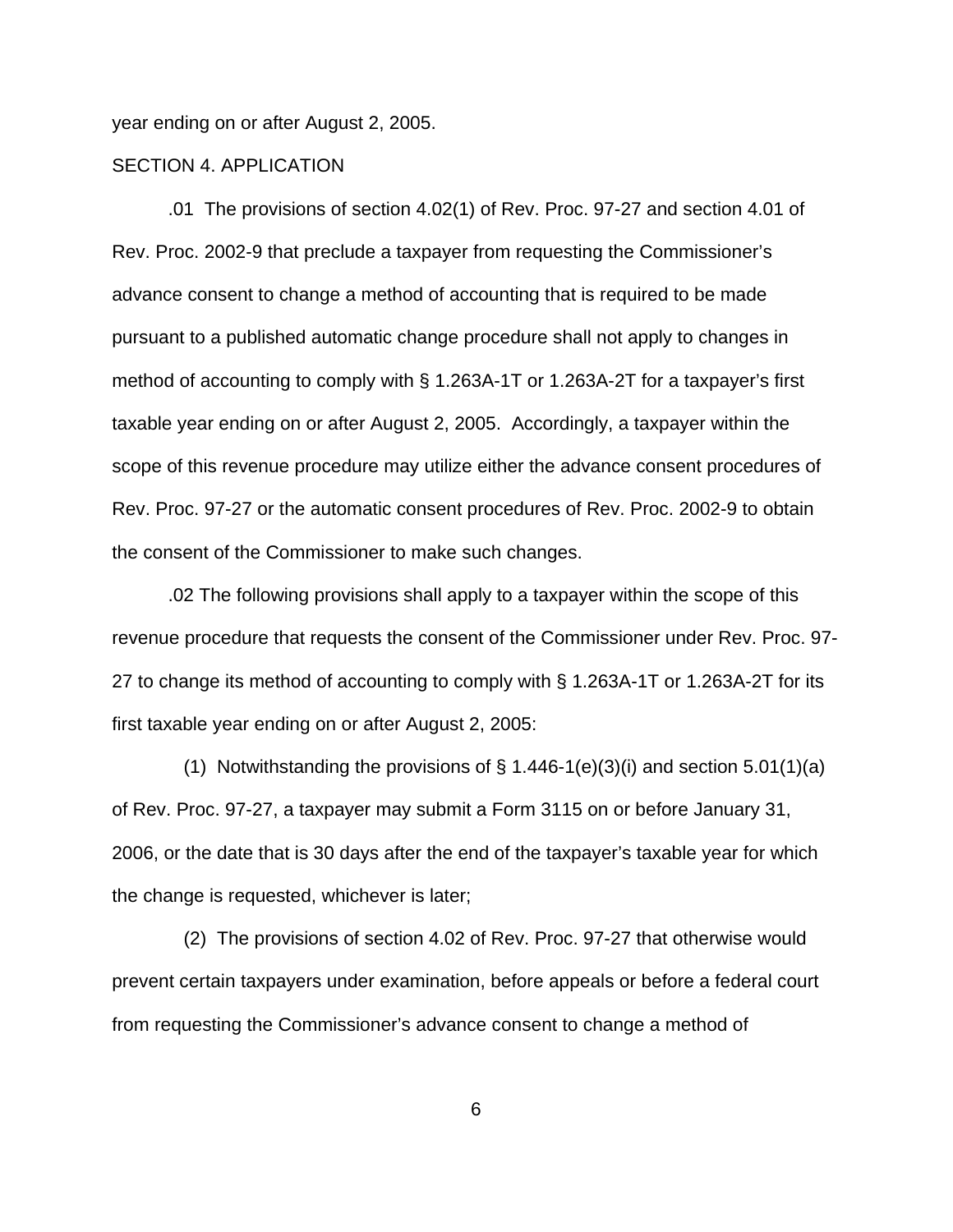year ending on or after August 2, 2005.

SECTION 4. APPLICATION

.01 The provisions of section 4.02(1) of Rev. Proc. 97-27 and section 4.01 of Rev. Proc. 2002-9 that preclude a taxpayer from requesting the Commissioner's advance consent to change a method of accounting that is required to be made pursuant to a published automatic change procedure shall not apply to changes in method of accounting to comply with § 1.263A-1T or 1.263A-2T for a taxpayer's first taxable year ending on or after August 2, 2005. Accordingly, a taxpayer within the scope of this revenue procedure may utilize either the advance consent procedures of Rev. Proc. 97-27 or the automatic consent procedures of Rev. Proc. 2002-9 to obtain the consent of the Commissioner to make such changes.

.02 The following provisions shall apply to a taxpayer within the scope of this revenue procedure that requests the consent of the Commissioner under Rev. Proc. 97-27 to change its method of accounting to comply with § 1.263A-1T or 1.263A-2T for its first taxable year ending on or after August 2, 2005:

(1) Notwithstanding the provisions of § 1.446-1(e)(3)(i) and section 5.01(1)(a) of Rev. Proc. 97-27, a taxpayer may submit a Form 3115 on or before January 31, 2006, or the date that is 30 days after the end of the taxpayer's taxable year for which the change is requested, whichever is later;

(2) The provisions of section 4.02 of Rev. Proc. 97-27 that otherwise would prevent certain taxpayers under examination, before appeals or before a federal court from requesting the Commissioner's advance consent to change a method of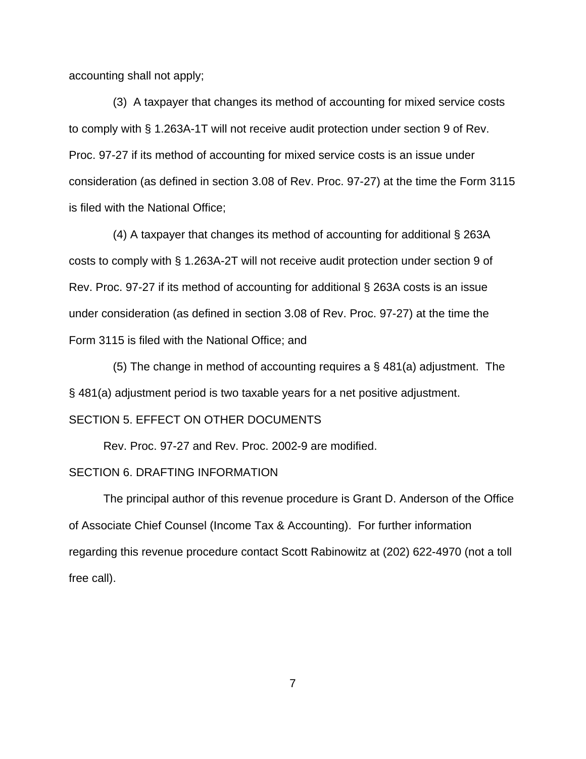accounting shall not apply;

(3) A taxpayer that changes its method of accounting for mixed service costs to comply with § 1.263A-1T will not receive audit protection under section 9 of Rev. Proc. 97-27 if its method of accounting for mixed service costs is an issue under consideration (as defined in section 3.08 of Rev. Proc. 97-27) at the time the Form 3115 is filed with the National Office;

(4) A taxpayer that changes its method of accounting for additional § 263A costs to comply with § 1.263A-2T will not receive audit protection under section 9 of Rev. Proc. 97-27 if its method of accounting for additional § 263A costs is an issue under consideration (as defined in section 3.08 of Rev. Proc. 97-27) at the time the Form 3115 is filed with the National Office; and

(5) The change in method of accounting requires a § 481(a) adjustment. The § 481(a) adjustment period is two taxable years for a net positive adjustment.

SECTION 5. EFFECT ON OTHER DOCUMENTS

Rev. Proc. 97-27 and Rev. Proc. 2002-9 are modified.

SECTION 6. DRAFTING INFORMATION

The principal author of this revenue procedure is Grant D. Anderson of the Office of Associate Chief Counsel (Income Tax & Accounting). For further information regarding this revenue procedure contact Scott Rabinowitz at (202) 622-4970 (not a toll free call).